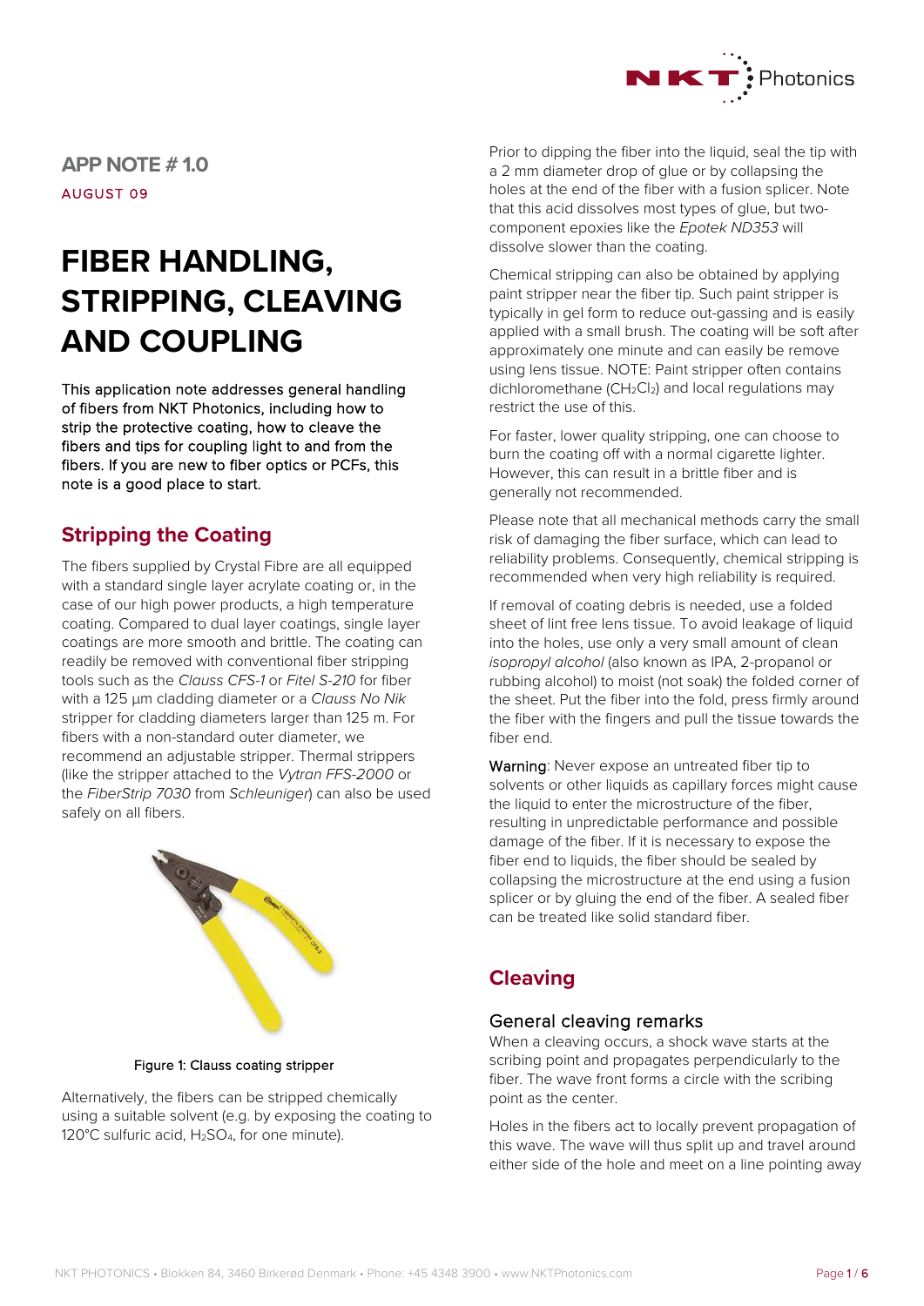APP NOTE # 1.0

AUGUST 09

# FIBER HANDLING, STRIPPING, CLEAVING AND COUPLING

This application note addresses general handling of fibers from NKT Photonics, including how to strip the protective coating, how to cleave the fibers and tips for coupling light to and from the fibers. If you are new to fiber optics or PCFs, this note is a good place to start.

## Stripping the Coating

The fibers supplied by Crystal Fibre are all equipped with a standard single layer acrylate coating or, in the case of our high power products, a high temperature coating. Compared to dual layer coatings, single layer coatings are more smooth and brittle. The coating can readily be removed with conventional fiber stripping tools such as the *Clauss CFS-1* or *Fitel S-210* for fiber with a 125 µm cladding diameter or a *Clauss No Nik* stripper for cladding diameters larger than 125 m. For fibers with a non-standard outer diameter, we recommend an adjustable stripper. Thermal strippers (like the stripper attached to the *Vytran FFS-2000* or the *FiberStrip 7030* from *Schleuniger*) can also be used safely on all fibers.

Figure 1: Clauss coating stripper

Alternatively, the fibers can be stripped chemically using a suitable solvent (e.g. by exposing the coating to 120°C sulfuric acid, $H_2SO_4$, for one minute).

Prior to dipping the fiber into the liquid, seal the tip with a 2 mm diameter drop of glue or by collapsing the holes at the end of the fiber with a fusion splicer. Note that this acid dissolves most types of glue, but two-component epoxies like the *Epotek ND353* will dissolve slower than the coating.

Chemical stripping can also be obtained by applying paint stripper near the fiber tip. Such paint stripper is typically in gel form to reduce out-gassing and is easily applied with a small brush. The coating will be soft after approximately one minute and can easily be remove using lens tissue. NOTE: Paint stripper often contains dichloromethane ($CH_2Cl_2$) and local regulations may restrict the use of this.

For faster, lower quality stripping, one can choose to burn the coating off with a normal cigarette lighter. However, this can result in a brittle fiber and is generally not recommended.

Please note that all mechanical methods carry the small risk of damaging the fiber surface, which can lead to reliability problems. Consequently, chemical stripping is recommended when very high reliability is required.

If removal of coating debris is needed, use a folded sheet of lint free lens tissue. To avoid leakage of liquid into the holes, use only a very small amount of clean *isopropyl alcohol* (also known as IPA, 2-propanol or rubbing alcohol) to moist (not soak) the folded corner of the sheet. Put the fiber into the fold, press firmly around the fiber with the fingers and pull the tissue towards the fiber end.

Warning: Never expose an untreated fiber tip to solvents or other liquids as capillary forces might cause the liquid to enter the microstructure of the fiber, resulting in unpredictable performance and possible damage of the fiber. If it is necessary to expose the fiber end to liquids, the fiber should be sealed by collapsing the microstructure at the end using a fusion splicer or by gluing the end of the fiber. A sealed fiber can be treated like solid standard fiber.

## Cleaving

### General cleaving remarks

When a cleaving occurs, a shock wave starts at the scribing point and propagates perpendicularly to the fiber. The wave front forms a circle with the scribing point as the center.

Holes in the fibers act to locally prevent propagation of this wave. The wave will thus split up and travel around either side of the hole and meet on a line pointing away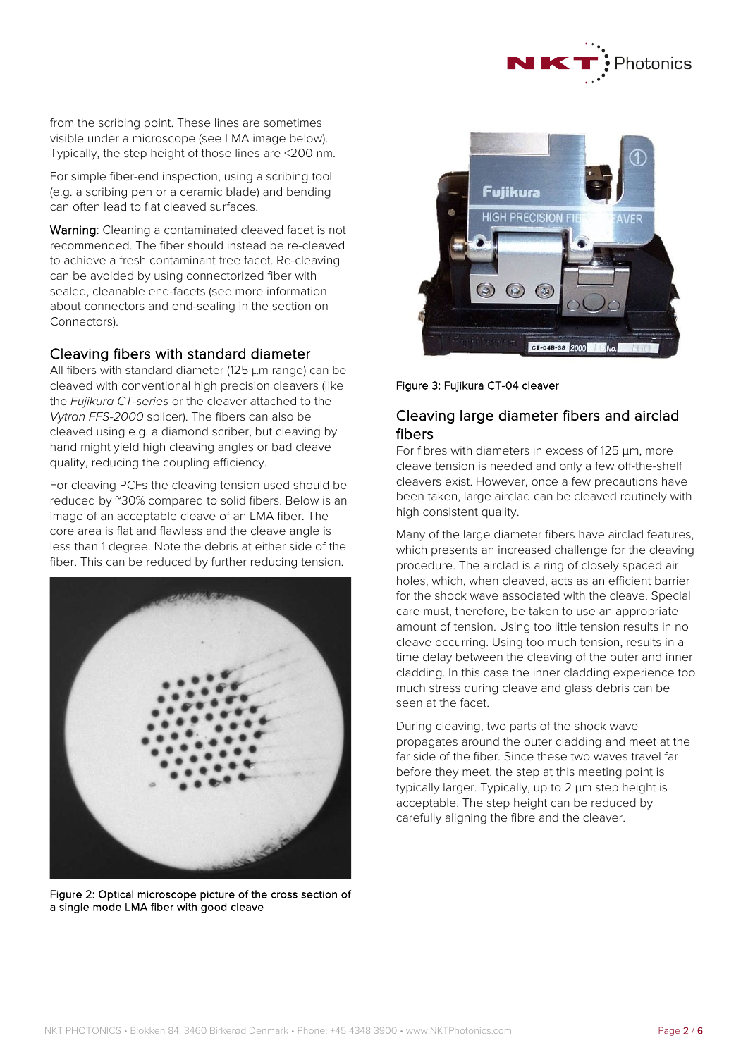from the scribing point. These lines are sometimes visible under a microscope (see LMA image below). Typically, the step height of those lines are <200 nm.

For simple fiber-end inspection, using a scribing tool (e.g. a scribing pen or a ceramic blade) and bending can often lead to flat cleaved surfaces.

**Warning**: Cleaning a contaminated cleaved facet is not recommended. The fiber should instead be re-cleaved to achieve a fresh contaminant free facet. Re-cleaving can be avoided by using connectorized fiber with sealed, cleanable end-facets (see more information about connectors and end-sealing in the section on Connectors).

## Cleaving fibers with standard diameter

All fibers with standard diameter (125 µm range) can be cleaved with conventional high precision cleavers (like the *Fujikura CT-series* or the cleaver attached to the *Vytran FFS-2000* splicer). The fibers can also be cleaved using e.g. a diamond scriber, but cleaving by hand might yield high cleaving angles or bad cleave quality, reducing the coupling efficiency.

For cleaving PCFs the cleaving tension used should be reduced by ~30% compared to solid fibers. Below is an image of an acceptable cleave of an LMA fiber. The core area is flat and flawless and the cleave angle is less than 1 degree. Note the debris at either side of the fiber. This can be reduced by further reducing tension.

Figure 2: Optical microscope picture of the cross section of a single mode LMA fiber with good cleave

Figure 3: Fujikura CT-04 cleaver

## Cleaving large diameter fibers and airclad fibers

For fibres with diameters in excess of 125 µm, more cleave tension is needed and only a few off-the-shelf cleavers exist. However, once a few precautions have been taken, large airclad can be cleaved routinely with high consistent quality.

Many of the large diameter fibers have airclad features, which presents an increased challenge for the cleaving procedure. The airclad is a ring of closely spaced air holes, which, when cleaved, acts as an efficient barrier for the shock wave associated with the cleave. Special care must, therefore, be taken to use an appropriate amount of tension. Using too little tension results in no cleave occurring. Using too much tension, results in a time delay between the cleaving of the outer and inner cladding. In this case the inner cladding experience too much stress during cleave and glass debris can be seen at the facet.

During cleaving, two parts of the shock wave propagates around the outer cladding and meet at the far side of the fiber. Since these two waves travel far before they meet, the step at this meeting point is typically larger. Typically, up to 2 µm step height is acceptable. The step height can be reduced by carefully aligning the fibre and the cleaver.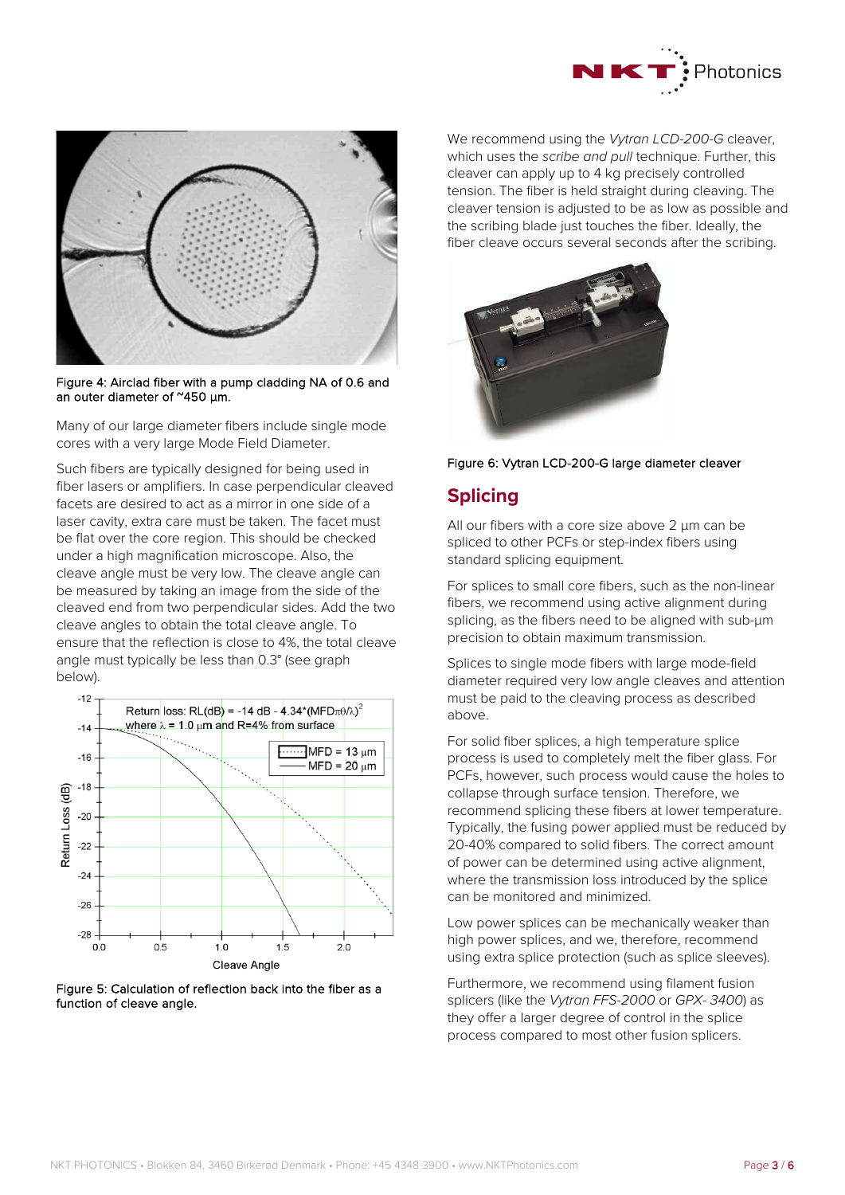Figure 4: Airclad fiber with a pump cladding NA of 0.6 and an outer diameter of ~450 µm.

Many of our large diameter fibers include single mode cores with a very large Mode Field Diameter.

Such fibers are typically designed for being used in fiber lasers or amplifiers. In case perpendicular cleaved facets are desired to act as a mirror in one side of a laser cavity, extra care must be taken. The facet must be flat over the core region. This should be checked under a high magnification microscope. Also, the cleave angle must be very low. The cleave angle can be measured by taking an image from the side of the cleaved end from two perpendicular sides. Add the two cleave angles to obtain the total cleave angle. To ensure that the reflection is close to 4%, the total cleave angle must typically be less than 0.3° (see graph below).

Return loss: RL(dB) = -14 dB - 4.34*$(\text{MFD}\pi\theta/\lambda)^2$

where $\lambda$ = 1.0 µm and R=4% from surface

MFD = 13 µm

MFD = 20 µm

Return Loss (dB)

-12

-14

-16

-18

-20

-22

-24

-26

-28

Cleave Angle

0.0

0.5

1.0

1.5

2.0

Figure 5: Calculation of reflection back into the fiber as a function of cleave angle.

We recommend using the *Vytran LCD-200-G* cleaver, which uses the *scribe and pull* technique. Further, this cleaver can apply up to 4 kg precisely controlled tension. The fiber is held straight during cleaving. The cleaver tension is adjusted to be as low as possible and the scribing blade just touches the fiber. Ideally, the fiber cleave occurs several seconds after the scribing.

Figure 6: Vytran LCD-200-G large diameter cleaver

## Splicing

All our fibers with a core size above 2 µm can be spliced to other PCFs or step-index fibers using standard splicing equipment.

For splices to small core fibers, such as the non-linear fibers, we recommend using active alignment during splicing, as the fibers need to be aligned with sub-µm precision to obtain maximum transmission.

Splices to single mode fibers with large mode-field diameter required very low angle cleaves and attention must be paid to the cleaving process as described above.

For solid fiber splices, a high temperature splice process is used to completely melt the fiber glass. For PCFs, however, such process would cause the holes to collapse through surface tension. Therefore, we recommend splicing these fibers at lower temperature. Typically, the fusing power applied must be reduced by 20-40% compared to solid fibers. The correct amount of power can be determined using active alignment, where the transmission loss introduced by the splice can be monitored and minimized.

Low power splices can be mechanically weaker than high power splices, and we, therefore, recommend using extra splice protection (such as splice sleeves).

Furthermore, we recommend using filament fusion splicers (like the *Vytran FFS-2000* or *GPX- 3400*) as they offer a larger degree of control in the splice process compared to most other fusion splicers.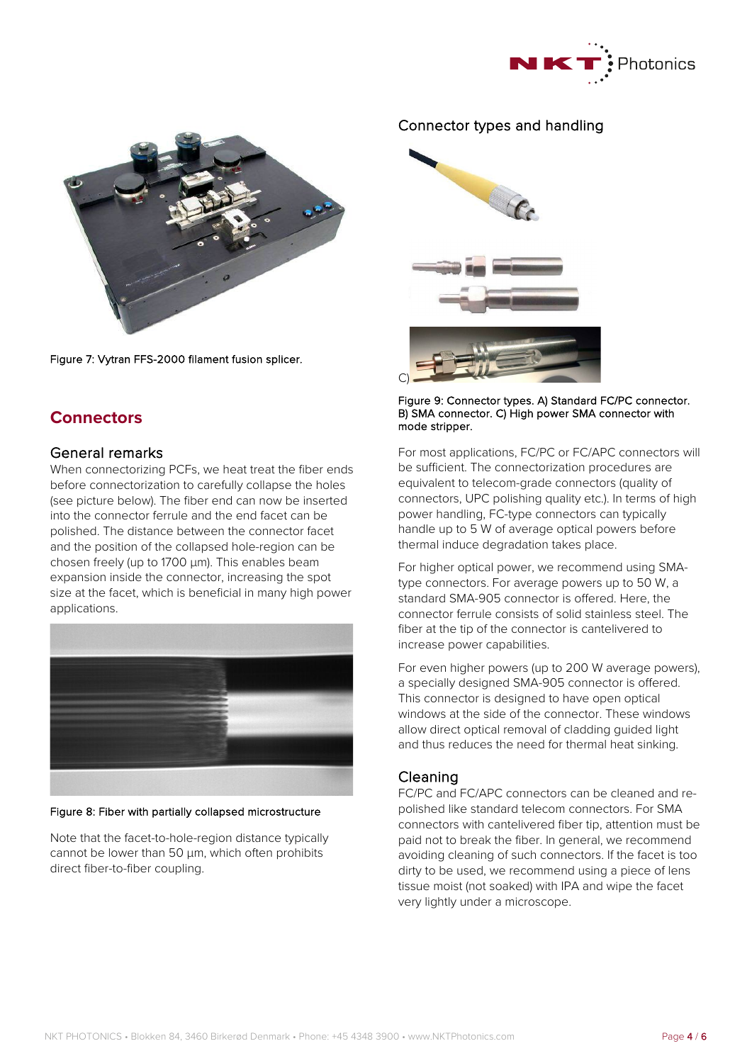Figure 7: Vytran FFS-2000 filament fusion splicer.

## Connectors

### General remarks

When connectorizing PCFs, we heat treat the fiber ends before connectorization to carefully collapse the holes (see picture below). The fiber end can now be inserted into the connector ferrule and the end facet can be polished. The distance between the connector facet and the position of the collapsed hole-region can be chosen freely (up to 1700 µm). This enables beam expansion inside the connector, increasing the spot size at the facet, which is beneficial in many high power applications.

Figure 8: Fiber with partially collapsed microstructure

Note that the facet-to-hole-region distance typically cannot be lower than 50 µm, which often prohibits direct fiber-to-fiber coupling.

### Connector types and handling

C)

Figure 9: Connector types. A) Standard FC/PC connector. B) SMA connector. C) High power SMA connector with mode stripper.

For most applications, FC/PC or FC/APC connectors will be sufficient. The connectorization procedures are equivalent to telecom-grade connectors (quality of connectors, UPC polishing quality etc.). In terms of high power handling, FC-type connectors can typically handle up to 5 W of average optical powers before thermal induce degradation takes place.

For higher optical power, we recommend using SMA-type connectors. For average powers up to 50 W, a standard SMA-905 connector is offered. Here, the connector ferrule consists of solid stainless steel. The fiber at the tip of the connector is cantelivered to increase power capabilities.

For even higher powers (up to 200 W average powers), a specially designed SMA-905 connector is offered. This connector is designed to have open optical windows at the side of the connector. These windows allow direct optical removal of cladding guided light and thus reduces the need for thermal heat sinking.

### Cleaning

FC/PC and FC/APC connectors can be cleaned and re-polished like standard telecom connectors. For SMA connectors with cantelivered fiber tip, attention must be paid not to break the fiber. In general, we recommend avoiding cleaning of such connectors. If the facet is too dirty to be used, we recommend using a piece of lens tissue moist (not soaked) with IPA and wipe the facet very lightly under a microscope.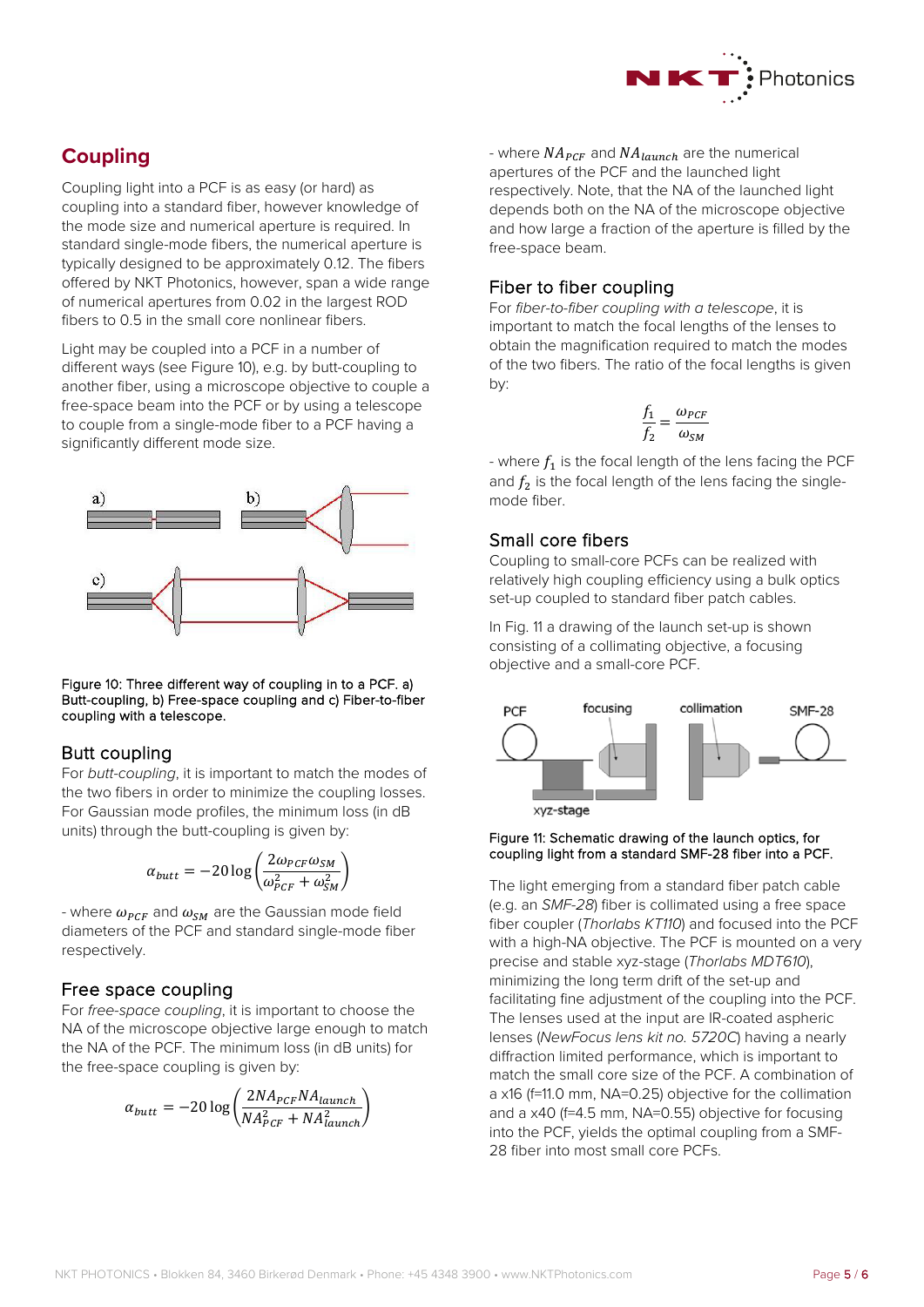## Coupling

Coupling light into a PCF is as easy (or hard) as coupling into a standard fiber, however knowledge of the mode size and numerical aperture is required. In standard single-mode fibers, the numerical aperture is typically designed to be approximately 0.12. The fibers offered by NKT Photonics, however, span a wide range of numerical apertures from 0.02 in the largest ROD fibers to 0.5 in the small core nonlinear fibers.

Light may be coupled into a PCF in a number of different ways (see Figure 10), e.g. by butt-coupling to another fiber, using a microscope objective to couple a free-space beam into the PCF or by using a telescope to couple from a single-mode fiber to a PCF having a significantly different mode size.

a)

b)

c)

Figure 10: Three different way of coupling in to a PCF. a) Butt-coupling, b) Free-space coupling and c) Fiber-to-fiber coupling with a telescope.

### Butt coupling

For *butt-coupling*, it is important to match the modes of the two fibers in order to minimize the coupling losses. For Gaussian mode profiles, the minimum loss (in dB units) through the butt-coupling is given by:

$$\alpha_{butt} = -20\log\left(\frac{2\omega_{PCF}\omega_{SM}}{\omega_{PCF}^2 + \omega_{SM}^2}\right)$$

- where $\omega_{PCF}$ and $\omega_{SM}$ are the Gaussian mode field diameters of the PCF and standard single-mode fiber respectively.

### Free space coupling

For *free-space coupling*, it is important to choose the NA of the microscope objective large enough to match the NA of the PCF. The minimum loss (in dB units) for the free-space coupling is given by:

$$\alpha_{butt} = -20\log\left(\frac{2NA_{PCF}NA_{launch}}{NA_{PCF}^2 + NA_{launch}^2}\right)$$

- where $NA_{PCF}$ and $NA_{launch}$ are the numerical apertures of the PCF and the launched light respectively. Note, that the NA of the launched light depends both on the NA of the microscope objective and how large a fraction of the aperture is filled by the free-space beam.

### Fiber to fiber coupling

For *fiber-to-fiber coupling with a telescope*, it is important to match the focal lengths of the lenses to obtain the magnification required to match the modes of the two fibers. The ratio of the focal lengths is given by:

$$\frac{f_1}{f_2} = \frac{\omega_{PCF}}{\omega_{SM}}$$

- where $f_1$ is the focal length of the lens facing the PCF and $f_2$ is the focal length of the lens facing the single-mode fiber.

### Small core fibers

Coupling to small-core PCFs can be realized with relatively high coupling efficiency using a bulk optics set-up coupled to standard fiber patch cables.

In Fig. 11 a drawing of the launch set-up is shown consisting of a collimating objective, a focusing objective and a small-core PCF.

PCF

focusing

collimation

SMF-28

xyz-stage

Figure 11: Schematic drawing of the launch optics, for coupling light from a standard SMF-28 fiber into a PCF.

The light emerging from a standard fiber patch cable (e.g. an *SMF-28*) fiber is collimated using a free space fiber coupler (*Thorlabs KT110*) and focused into the PCF with a high-NA objective. The PCF is mounted on a very precise and stable xyz-stage (*Thorlabs MDT610*), minimizing the long term drift of the set-up and facilitating fine adjustment of the coupling into the PCF. The lenses used at the input are IR-coated aspheric lenses (*NewFocus lens kit no. 5720C*) having a nearly diffraction limited performance, which is important to match the small core size of the PCF. A combination of a x16 (f=11.0 mm, NA=0.25) objective for the collimation and a x40 (f=4.5 mm, NA=0.55) objective for focusing into the PCF, yields the optimal coupling from a SMF-28 fiber into most small core PCFs.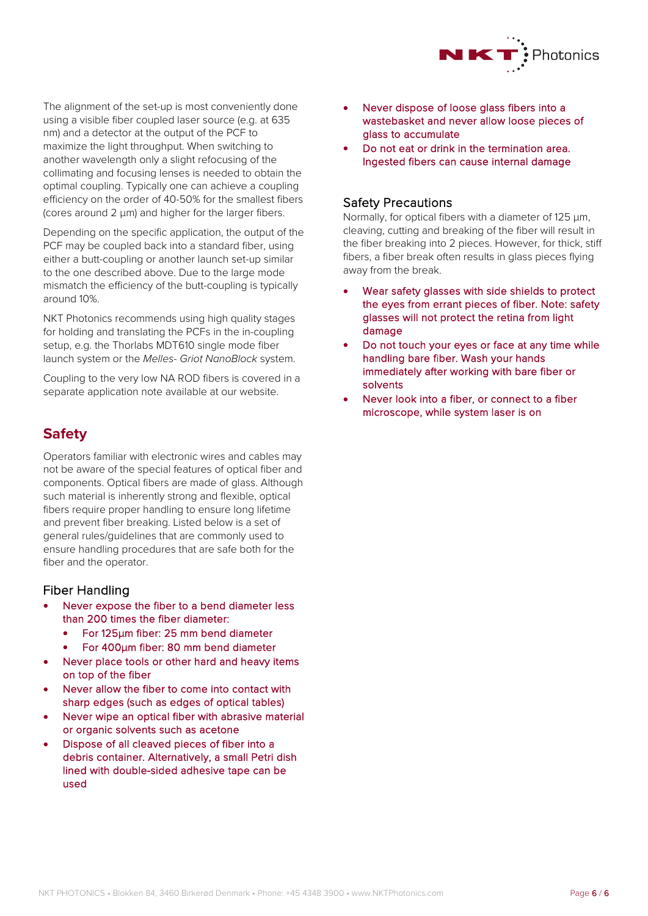The alignment of the set-up is most conveniently done using a visible fiber coupled laser source (e.g. at 635 nm) and a detector at the output of the PCF to maximize the light throughput. When switching to another wavelength only a slight refocusing of the collimating and focusing lenses is needed to obtain the optimal coupling. Typically one can achieve a coupling efficiency on the order of 40-50% for the smallest fibers (cores around 2 µm) and higher for the larger fibers.

Depending on the specific application, the output of the PCF may be coupled back into a standard fiber, using either a butt-coupling or another launch set-up similar to the one described above. Due to the large mode mismatch the efficiency of the butt-coupling is typically around 10%.

NKT Photonics recommends using high quality stages for holding and translating the PCFs in the in-coupling setup, e.g. the Thorlabs MDT610 single mode fiber launch system or the *Melles- Griot NanoBlock* system.

Coupling to the very low NA ROD fibers is covered in a separate application note available at our website.

## Safety

Operators familiar with electronic wires and cables may not be aware of the special features of optical fiber and components. Optical fibers are made of glass. Although such material is inherently strong and flexible, optical fibers require proper handling to ensure long lifetime and prevent fiber breaking. Listed below is a set of general rules/guidelines that are commonly used to ensure handling procedures that are safe both for the fiber and the operator.

### Fiber Handling

- Never expose the fiber to a bend diameter less than 200 times the fiber diameter:
  - For 125µm fiber: 25 mm bend diameter
  - For 400µm fiber: 80 mm bend diameter
- Never place tools or other hard and heavy items on top of the fiber
- Never allow the fiber to come into contact with sharp edges (such as edges of optical tables)
- Never wipe an optical fiber with abrasive material or organic solvents such as acetone
- Dispose of all cleaved pieces of fiber into a debris container. Alternatively, a small Petri dish lined with double-sided adhesive tape can be used
- Never dispose of loose glass fibers into a wastebasket and never allow loose pieces of glass to accumulate
- Do not eat or drink in the termination area. Ingested fibers can cause internal damage

### Safety Precautions

Normally, for optical fibers with a diameter of 125 µm, cleaving, cutting and breaking of the fiber will result in the fiber breaking into 2 pieces. However, for thick, stiff fibers, a fiber break often results in glass pieces flying away from the break.

- Wear safety glasses with side shields to protect the eyes from errant pieces of fiber. Note: safety glasses will not protect the retina from light damage
- Do not touch your eyes or face at any time while handling bare fiber. Wash your hands immediately after working with bare fiber or solvents
- Never look into a fiber, or connect to a fiber microscope, while system laser is on